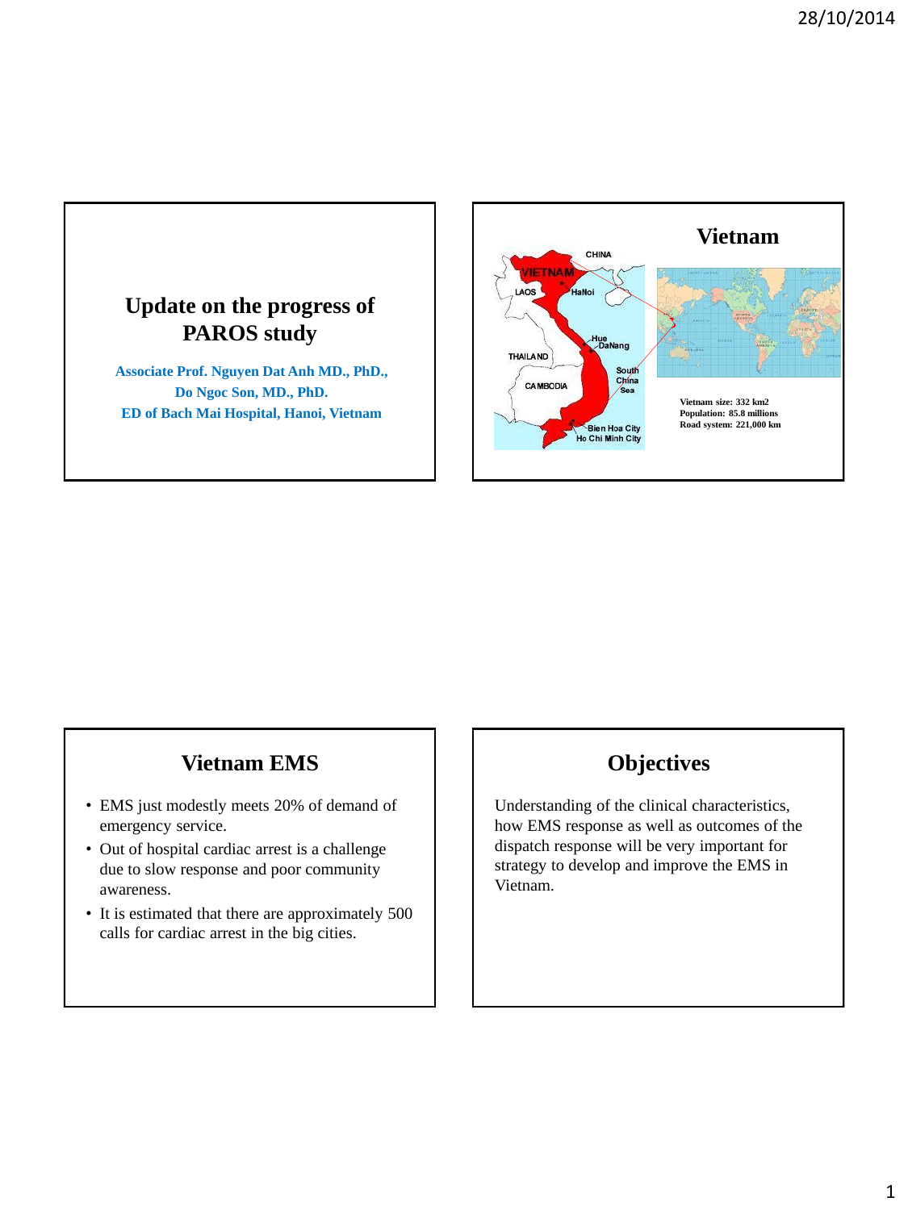# Update on the progress of PAROS study

Associate Prof. Nguyen Dat Anh MD., PhD.,
Do Ngoc Son, MD., PhD.
ED of Bach Mai Hospital, Hanoi, Vietnam

# Vietnam

Vietnam size: 332 km2
Population: 85.8 millions
Road system: 221,000 km

# Vietnam EMS

- EMS just modestly meets 20% of demand of emergency service.
- Out of hospital cardiac arrest is a challenge due to slow response and poor community awareness.
- It is estimated that there are approximately 500 calls for cardiac arrest in the big cities.

# Objectives

Understanding of the clinical characteristics, how EMS response as well as outcomes of the dispatch response will be very important for strategy to develop and improve the EMS in Vietnam.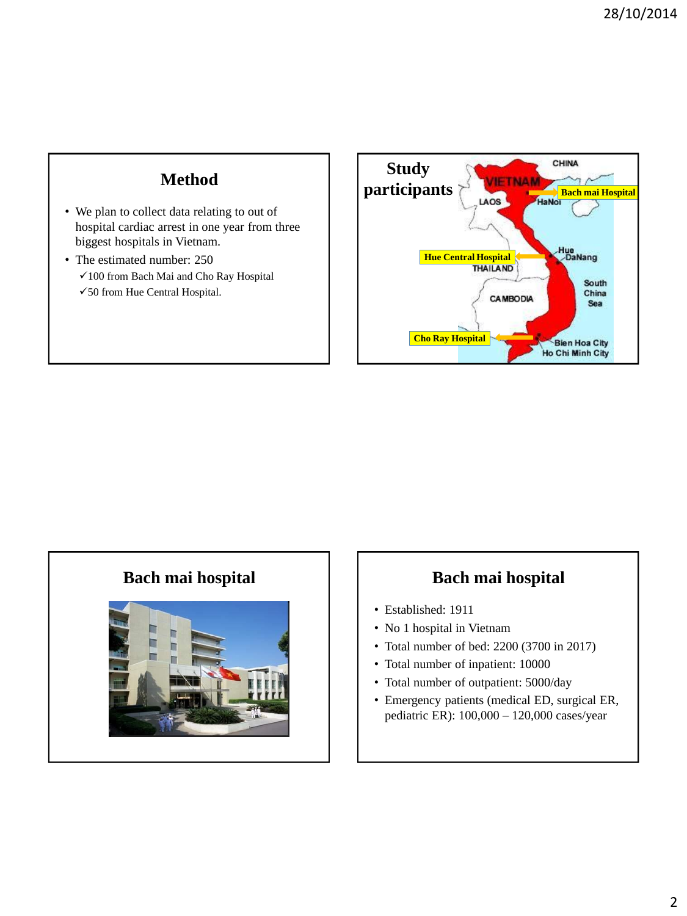## Method

- We plan to collect data relating to out of hospital cardiac arrest in one year from three biggest hospitals in Vietnam.
- The estimated number: 250
  - ✓100 from Bach Mai and Cho Ray Hospital
  - ✓50 from Hue Central Hospital.

## Study participants

Bach mai Hospital

Hue Central Hospital

Cho Ray Hospital

## Bach mai hospital

## Bach mai hospital

- Established: 1911
- No 1 hospital in Vietnam
- Total number of bed: 2200 (3700 in 2017)
- Total number of inpatient: 10000
- Total number of outpatient: 5000/day
- Emergency patients (medical ED, surgical ER, pediatric ER): 100,000 – 120,000 cases/year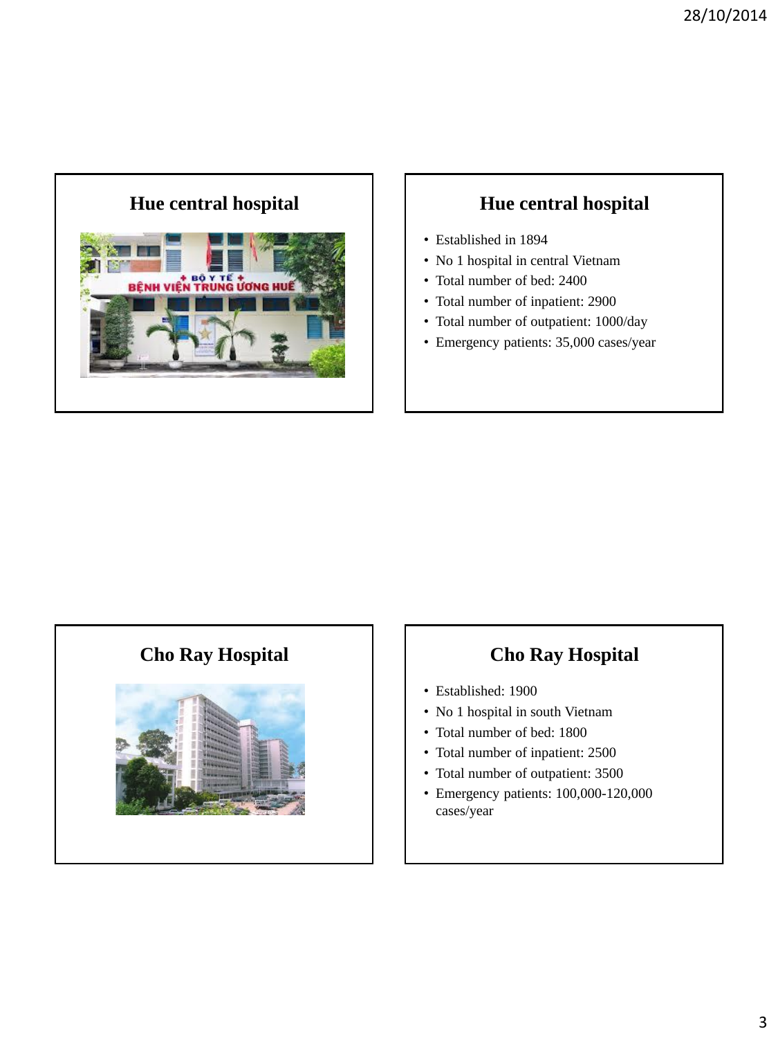## Hue central hospital

## Hue central hospital

- Established in 1894
- No 1 hospital in central Vietnam
- Total number of bed: 2400
- Total number of inpatient: 2900
- Total number of outpatient: 1000/day
- Emergency patients: 35,000 cases/year

## Cho Ray Hospital

## Cho Ray Hospital

- Established: 1900
- No 1 hospital in south Vietnam
- Total number of bed: 1800
- Total number of inpatient: 2500
- Total number of outpatient: 3500
- Emergency patients: 100,000-120,000 cases/year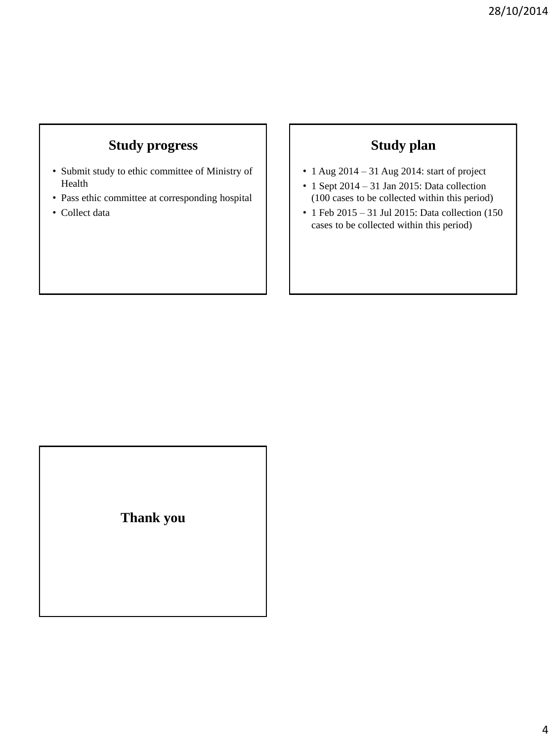## Study progress

- Submit study to ethic committee of Ministry of Health
- Pass ethic committee at corresponding hospital
- Collect data

## Study plan

- 1 Aug 2014 – 31 Aug 2014: start of project
- 1 Sept 2014 – 31 Jan 2015: Data collection (100 cases to be collected within this period)
- 1 Feb 2015 – 31 Jul 2015: Data collection (150 cases to be collected within this period)

## Thank you